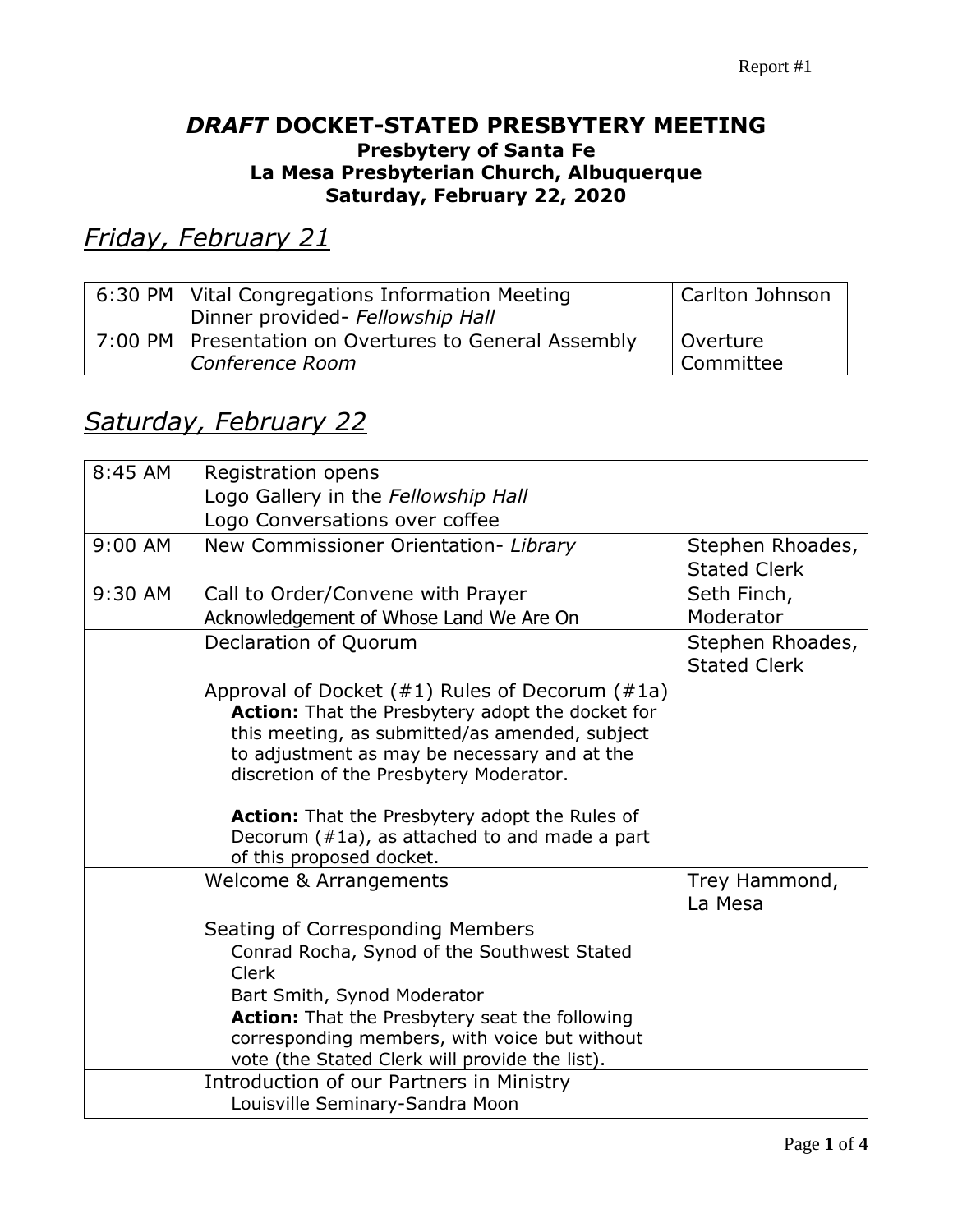# *DRAFT* DOCKET-STATED PRESBYTERY MEETING

**Presbytery of Santa Fe**
**La Mesa Presbyterian Church, Albuquerque**
**Saturday, February 22, 2020**

## *Friday, February 21*

| | | |
|---|---|---|
| 6:30 PM | Vital Congregations Information Meeting<br>Dinner provided- *Fellowship Hall* | Carlton Johnson |
| 7:00 PM | Presentation on Overtures to General Assembly<br>*Conference Room* | Overture Committee |

## *Saturday, February 22*

| | | |
|---|---|---|
| 8:45 AM | Registration opens<br>Logo Gallery in the *Fellowship Hall*<br>Logo Conversations over coffee | |
| 9:00 AM | New Commissioner Orientation- *Library* | Stephen Rhoades, Stated Clerk |
| 9:30 AM | Call to Order/Convene with Prayer<br>Acknowledgement of Whose Land We Are On | Seth Finch, Moderator |
| | Declaration of Quorum | Stephen Rhoades, Stated Clerk |
| | Approval of Docket (#1) Rules of Decorum (#1a)<br>**Action:** That the Presbytery adopt the docket for this meeting, as submitted/as amended, subject to adjustment as may be necessary and at the discretion of the Presbytery Moderator.<br><br>**Action:** That the Presbytery adopt the Rules of Decorum (#1a), as attached to and made a part of this proposed docket. | |
| | Welcome & Arrangements | Trey Hammond, La Mesa |
| | Seating of Corresponding Members<br>Conrad Rocha, Synod of the Southwest Stated Clerk<br>Bart Smith, Synod Moderator<br>**Action:** That the Presbytery seat the following corresponding members, with voice but without vote (the Stated Clerk will provide the list). | |
| | Introduction of our Partners in Ministry<br>Louisville Seminary-Sandra Moon | |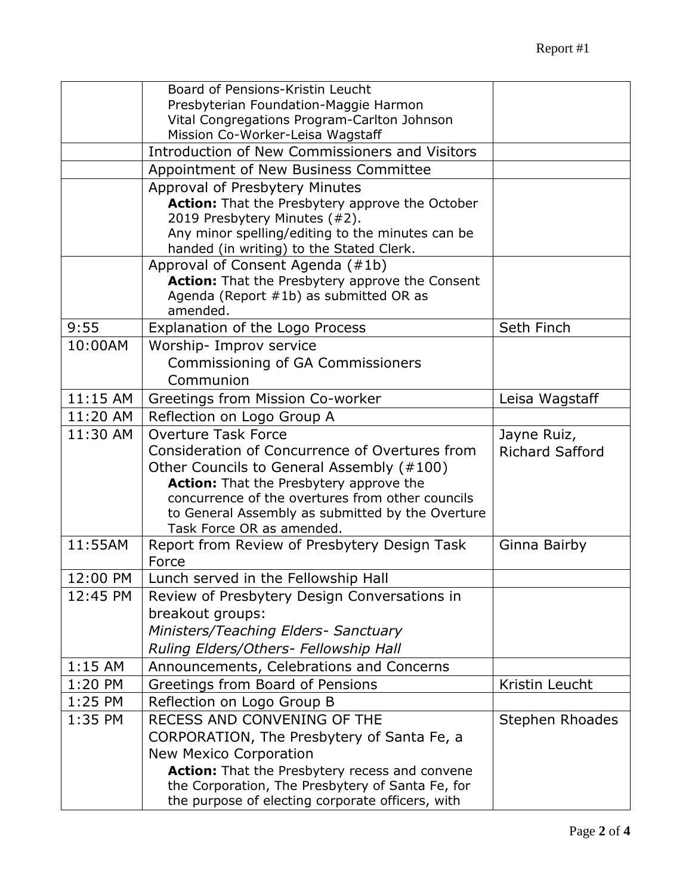| | | |
|---|---|---|
| | Board of Pensions-Kristin Leucht<br>Presbyterian Foundation-Maggie Harmon<br>Vital Congregations Program-Carlton Johnson<br>Mission Co-Worker-Leisa Wagstaff | |
| | Introduction of New Commissioners and Visitors | |
| | Appointment of New Business Committee | |
| | Approval of Presbytery Minutes<br>**Action:** That the Presbytery approve the October 2019 Presbytery Minutes (#2).<br>Any minor spelling/editing to the minutes can be handed (in writing) to the Stated Clerk. | |
| | Approval of Consent Agenda (#1b)<br>**Action:** That the Presbytery approve the Consent Agenda (Report #1b) as submitted OR as amended. | |
| 9:55 | Explanation of the Logo Process | Seth Finch |
| 10:00AM | Worship- Improv service<br>Commissioning of GA Commissioners<br>Communion | |
| 11:15 AM | Greetings from Mission Co-worker | Leisa Wagstaff |
| 11:20 AM | Reflection on Logo Group A | |
| 11:30 AM | Overture Task Force<br>Consideration of Concurrence of Overtures from Other Councils to General Assembly (#100)<br>**Action:** That the Presbytery approve the concurrence of the overtures from other councils to General Assembly as submitted by the Overture Task Force OR as amended. | Jayne Ruiz,<br>Richard Safford |
| 11:55AM | Report from Review of Presbytery Design Task Force | Ginna Bairby |
| 12:00 PM | Lunch served in the Fellowship Hall | |
| 12:45 PM | Review of Presbytery Design Conversations in breakout groups:<br>*Ministers/Teaching Elders- Sanctuary*<br>*Ruling Elders/Others- Fellowship Hall* | |
| 1:15 AM | Announcements, Celebrations and Concerns | |
| 1:20 PM | Greetings from Board of Pensions | Kristin Leucht |
| 1:25 PM | Reflection on Logo Group B | |
| 1:35 PM | RECESS AND CONVENING OF THE CORPORATION, The Presbytery of Santa Fe, a New Mexico Corporation<br>**Action:** That the Presbytery recess and convene the Corporation, The Presbytery of Santa Fe, for the purpose of electing corporate officers, with | Stephen Rhoades |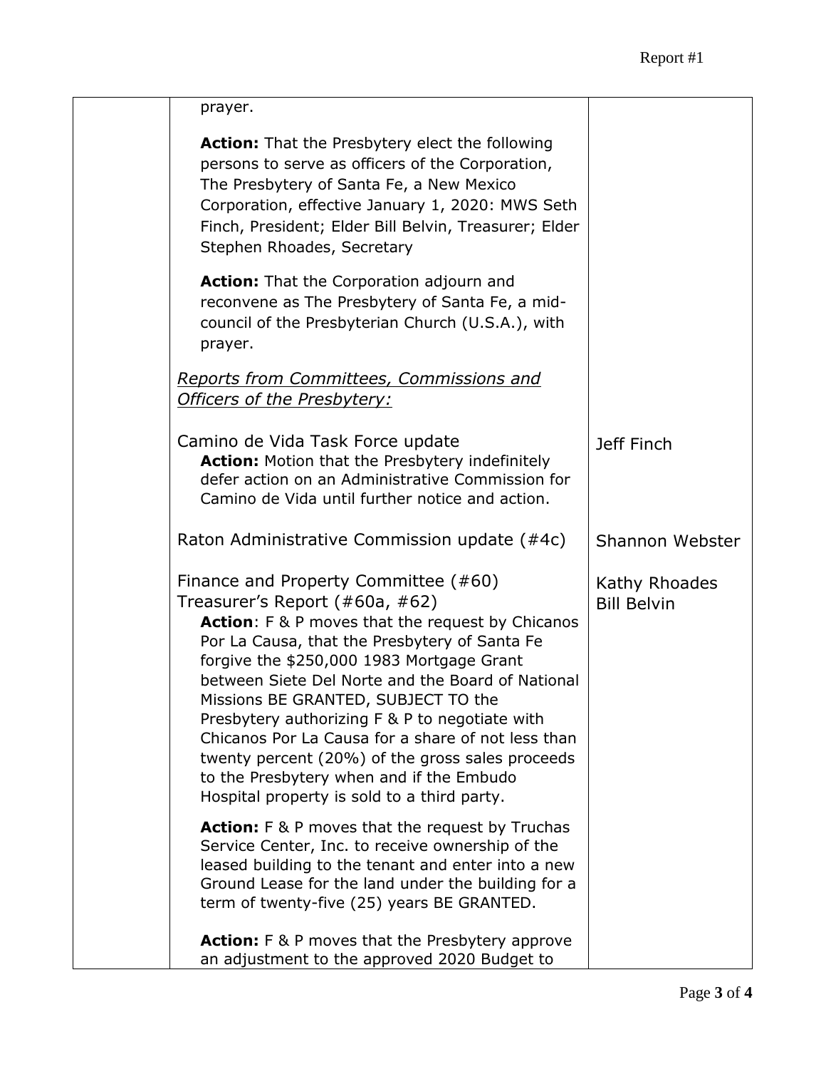| | | |
|---|---|---|
| | prayer.<br><br>**Action:** That the Presbytery elect the following persons to serve as officers of the Corporation, The Presbytery of Santa Fe, a New Mexico Corporation, effective January 1, 2020: MWS Seth Finch, President; Elder Bill Belvin, Treasurer; Elder Stephen Rhoades, Secretary<br><br>**Action:** That the Corporation adjourn and reconvene as The Presbytery of Santa Fe, a mid-council of the Presbyterian Church (U.S.A.), with prayer. | |
| | *<u>Reports from Committees, Commissions and Officers of the Presbytery:</u>* | |
| | Camino de Vida Task Force update<br>**Action:** Motion that the Presbytery indefinitely defer action on an Administrative Commission for Camino de Vida until further notice and action. | Jeff Finch |
| | Raton Administrative Commission update (#4c) | Shannon Webster |
| | Finance and Property Committee (#60)<br>Treasurer's Report (#60a, #62)<br>**Action**: F & P moves that the request by Chicanos Por La Causa, that the Presbytery of Santa Fe forgive the $250,000 1983 Mortgage Grant between Siete Del Norte and the Board of National Missions BE GRANTED, SUBJECT TO the Presbytery authorizing F & P to negotiate with Chicanos Por La Causa for a share of not less than twenty percent (20%) of the gross sales proceeds to the Presbytery when and if the Embudo Hospital property is sold to a third party.<br><br>**Action:** F & P moves that the request by Truchas Service Center, Inc. to receive ownership of the leased building to the tenant and enter into a new Ground Lease for the land under the building for a term of twenty-five (25) years BE GRANTED.<br><br>**Action:** F & P moves that the Presbytery approve an adjustment to the approved 2020 Budget to | Kathy Rhoades<br>Bill Belvin |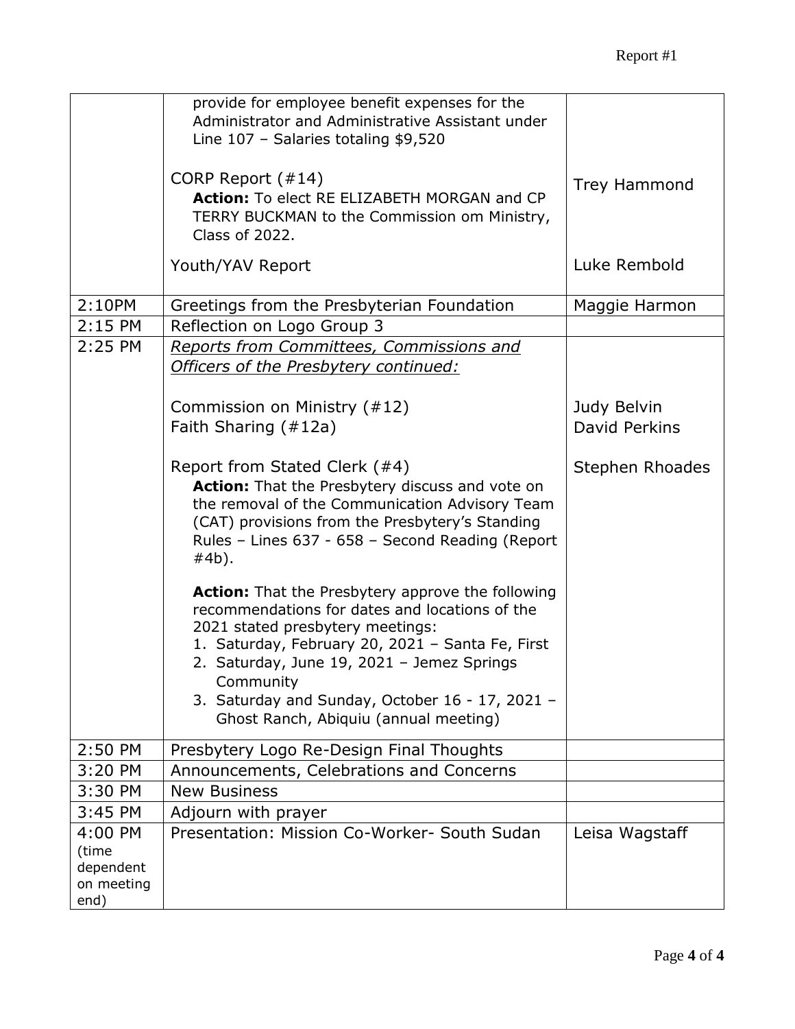| | | |
|---|---|---|
| | provide for employee benefit expenses for the Administrator and Administrative Assistant under Line 107 – Salaries totaling $9,520<br><br>CORP Report (#14)<br>**Action:** To elect RE ELIZABETH MORGAN and CP TERRY BUCKMAN to the Commission om Ministry, Class of 2022.<br><br>Youth/YAV Report | <br><br><br>Trey Hammond<br><br><br>Luke Rembold |
| 2:10PM | Greetings from the Presbyterian Foundation | Maggie Harmon |
| 2:15 PM | Reflection on Logo Group 3 | |
| 2:25 PM | *Reports from Committees, Commissions and Officers of the Presbytery continued:*<br><br>Commission on Ministry (#12)<br>Faith Sharing (#12a)<br><br>Report from Stated Clerk (#4)<br>**Action:** That the Presbytery discuss and vote on the removal of the Communication Advisory Team (CAT) provisions from the Presbytery's Standing Rules – Lines 637 - 658 – Second Reading (Report #4b).<br><br>**Action:** That the Presbytery approve the following recommendations for dates and locations of the 2021 stated presbytery meetings:<br>1. Saturday, February 20, 2021 – Santa Fe, First<br>2. Saturday, June 19, 2021 – Jemez Springs Community<br>3. Saturday and Sunday, October 16 - 17, 2021 – Ghost Ranch, Abiquiu (annual meeting) | <br><br>Judy Belvin<br>David Perkins<br><br>Stephen Rhoades |
| 2:50 PM | Presbytery Logo Re-Design Final Thoughts | |
| 3:20 PM | Announcements, Celebrations and Concerns | |
| 3:30 PM | New Business | |
| 3:45 PM | Adjourn with prayer | |
| 4:00 PM (time dependent on meeting end) | Presentation: Mission Co-Worker- South Sudan | Leisa Wagstaff |